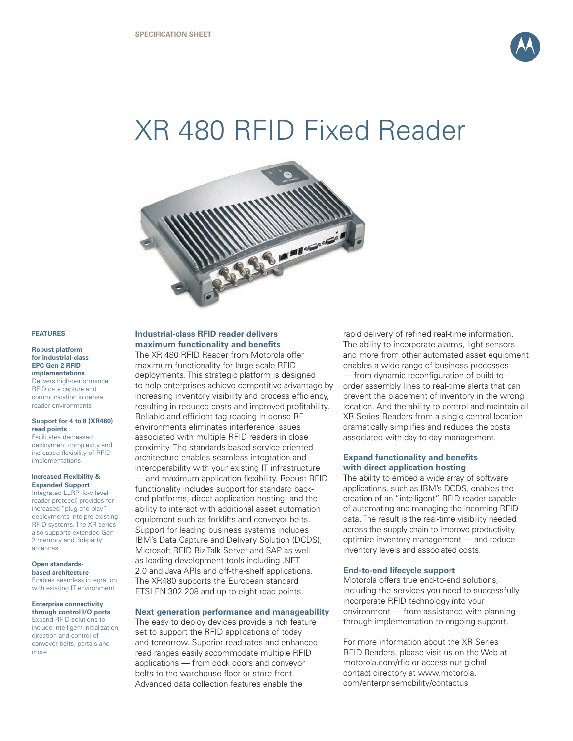SPECIFICATION SHEET

# XR 480 RFID Fixed Reader

## FEATURES

**Robust platform for industrial-class EPC Gen 2 RFID implementations**
Delivers high-performance RFID data capture and communication in dense reader environments

**Support for 4 to 8 (XR480) read points**
Facilitates decreased deployment complexity and increased flexibility of RFID implementations

**Increased Flexibility & Expanded Support**
Integrated LLRP (low level reader protocol) provides for increased "plug and play" deployments into pre-existing RFID systems. The XR series also supports extended Gen 2 memory and 3rd-party antennas.

**Open standards-based architecture**
Enables seamless integration with existing IT environment

**Enterprise connectivity through control I/O ports**
Expand RFID solutions to include intelligent initialization, direction and control of conveyor belts, portals and more

## Industrial-class RFID reader delivers maximum functionality and benefits

The XR 480 RFID Reader from Motorola offer maximum functionality for large-scale RFID deployments. This strategic platform is designed to help enterprises achieve competitive advantage by increasing inventory visibility and process efficiency, resulting in reduced costs and improved profitability. Reliable and efficient tag reading in dense RF environments eliminates interference issues associated with multiple RFID readers in close proximity. The standards-based service-oriented architecture enables seamless integration and interoperability with your existing IT infrastructure — and maximum application flexibility. Robust RFID functionality includes support for standard back-end platforms, direct application hosting, and the ability to interact with additional asset automation equipment such as forklifts and conveyor belts. Support for leading business systems includes IBM's Data Capture and Delivery Solution (DCDS), Microsoft RFID Biz Talk Server and SAP as well as leading development tools including .NET 2.0 and Java APIs and off-the-shelf applications. The XR480 supports the European standard ETSI EN 302-208 and up to eight read points.

## Next generation performance and manageability

The easy to deploy devices provide a rich feature set to support the RFID applications of today and tomorrow. Superior read rates and enhanced read ranges easily accommodate multiple RFID applications — from dock doors and conveyor belts to the warehouse floor or store front. Advanced data collection features enable the rapid delivery of refined real-time information. The ability to incorporate alarms, light sensors and more from other automated asset equipment enables a wide range of business processes — from dynamic reconfiguration of build-to-order assembly lines to real-time alerts that can prevent the placement of inventory in the wrong location. And the ability to control and maintain all XR Series Readers from a single central location dramatically simplifies and reduces the costs associated with day-to-day management.

## Expand functionality and benefits with direct application hosting

The ability to embed a wide array of software applications, such as IBM's DCDS, enables the creation of an "intelligent" RFID reader capable of automating and managing the incoming RFID data. The result is the real-time visibility needed across the supply chain to improve productivity, optimize inventory management — and reduce inventory levels and associated costs.

## End-to-end lifecycle support

Motorola offers true end-to-end solutions, including the services you need to successfully incorporate RFID technology into your environment — from assistance with planning through implementation to ongoing support.

For more information about the XR Series RFID Readers, please visit us on the Web at motorola.com/rfid or access our global contact directory at www.motorola.com/enterprisemobility/contactus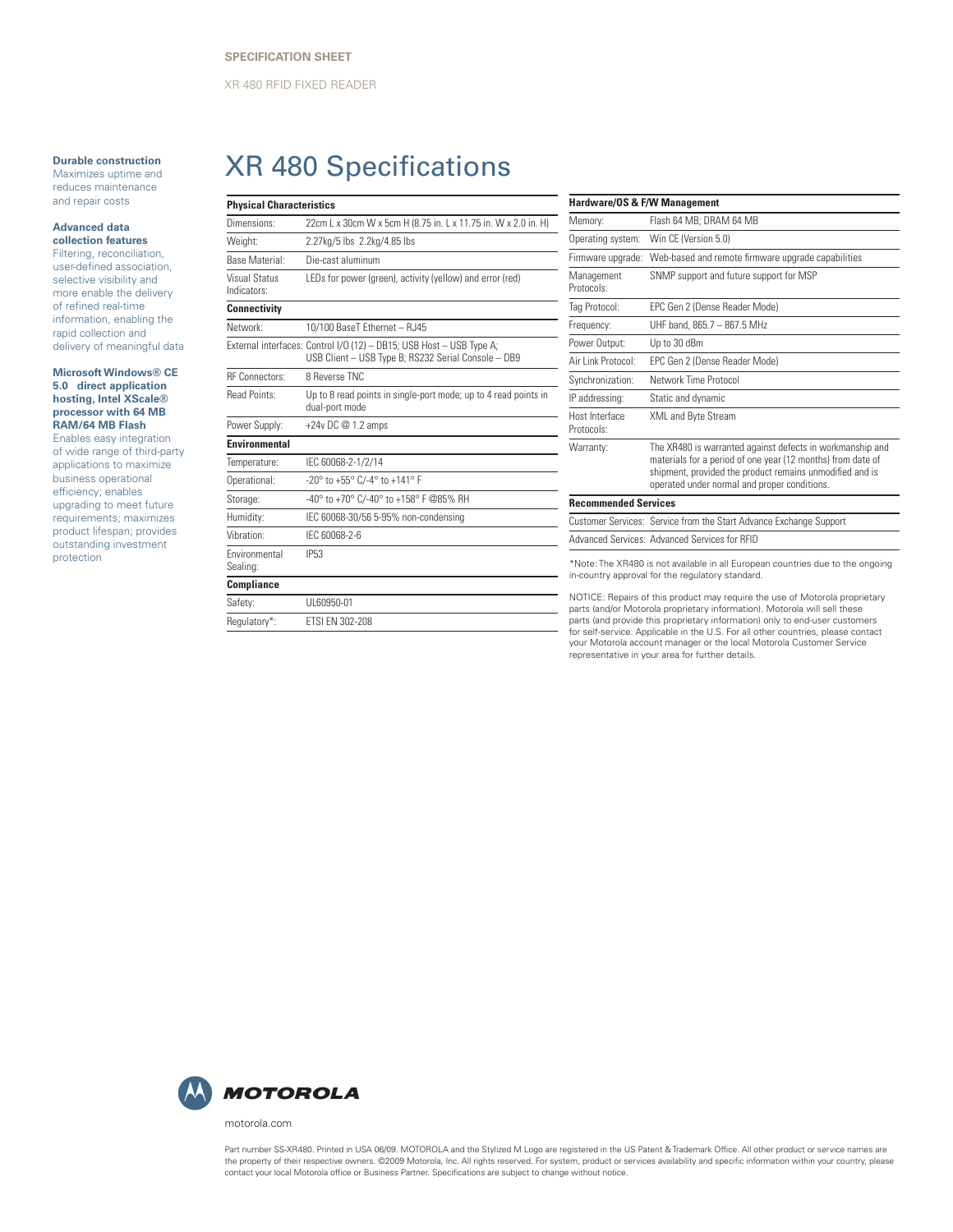SPECIFICATION SHEET

XR 480 RFID FIXED READER

**Durable construction**
Maximizes uptime and reduces maintenance and repair costs

**Advanced data collection features**
Filtering, reconciliation, user-defined association, selective visibility and more enable the delivery of refined real-time information, enabling the rapid collection and delivery of meaningful data

**Microsoft Windows® CE 5.0 direct application hosting, Intel XScale® processor with 64 MB RAM/64 MB Flash**
Enables easy integration of wide range of third-party applications to maximize business operational efficiency; enables upgrading to meet future requirements; maximizes product lifespan; provides outstanding investment protection

# XR 480 Specifications

| **Physical Characteristics** | |
|---|---|
| Dimensions: | 22cm L x 30cm W x 5cm H (8.75 in. L x 11.75 in. W x 2.0 in. H) |
| Weight: | 2.27kg/5 lbs 2.2kg/4.85 lbs |
| Base Material: | Die-cast aluminum |
| Visual Status Indicators: | LEDs for power (green), activity (yellow) and error (red) |
| **Connectivity** | |
| Network: | 10/100 BaseT Ethernet – RJ45 |
| External interfaces: | Control I/O (12) – DB15; USB Host – USB Type A; USB Client – USB Type B; RS232 Serial Console – DB9 |
| RF Connectors: | 8 Reverse TNC |
| Read Points: | Up to 8 read points in single-port mode; up to 4 read points in dual-port mode |
| Power Supply: | +24v DC @ 1.2 amps |
| **Environmental** | |
| Temperature: | IEC 60068-2-1/2/14 |
| Operational: | -20° to +55° C/-4° to +141° F |
| Storage: | -40° to +70° C/-40° to +158° F @85% RH |
| Humidity: | IEC 60068-30/56 5-95% non-condensing |
| Vibration: | IEC 60068-2-6 |
| Environmental Sealing: | IP53 |
| **Compliance** | |
| Safety: | UL60950-01 |
| Regulatory*: | ETSI EN 302-208 |

| **Hardware/OS & F/W Management** | |
|---|---|
| Memory: | Flash 64 MB; DRAM 64 MB |
| Operating system: | Win CE (Version 5.0) |
| Firmware upgrade: | Web-based and remote firmware upgrade capabilities |
| Management Protocols: | SNMP support and future support for MSP |
| Tag Protocol: | EPC Gen 2 (Dense Reader Mode) |
| Frequency: | UHF band, 865.7 – 867.5 MHz |
| Power Output: | Up to 30 dBm |
| Air Link Protocol: | EPC Gen 2 (Dense Reader Mode) |
| Synchronization: | Network Time Protocol |
| IP addressing: | Static and dynamic |
| Host Interface Protocols: | XML and Byte Stream |
| Warranty: | The XR480 is warranted against defects in workmanship and materials for a period of one year (12 months) from date of shipment, provided the product remains unmodified and is operated under normal and proper conditions. |
| **Recommended Services** | |
| Customer Services: | Service from the Start Advance Exchange Support |
| Advanced Services: | Advanced Services for RFID |

*Note: The XR480 is not available in all European countries due to the ongoing in-country approval for the regulatory standard.

NOTICE: Repairs of this product may require the use of Motorola proprietary parts (and/or Motorola proprietary information). Motorola will sell these parts (and provide this proprietary information) only to end-user customers for self-service. Applicable in the U.S. For all other countries, please contact your Motorola account manager or the local Motorola Customer Service representative in your area for further details.

MOTOROLA

motorola.com

Part number SS-XR480. Printed in USA 06/09. MOTOROLA and the Stylized M Logo are registered in the US Patent & Trademark Office. All other product or service names are the property of their respective owners. ©2009 Motorola, Inc. All rights reserved. For system, product or services availability and specific information within your country, please contact your local Motorola office or Business Partner. Specifications are subject to change without notice.